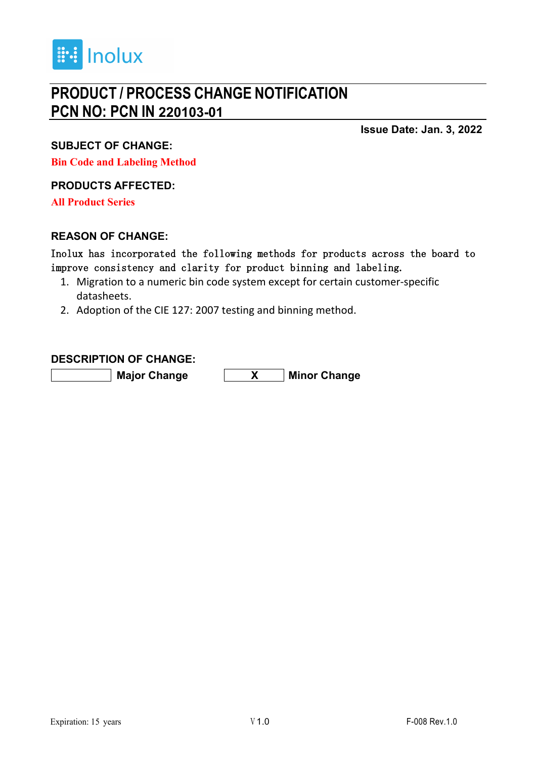Inolux

# PRODUCT / PROCESS CHANGE NOTIFICATION
# PCN NO: PCN IN 220103-01

**Issue Date: Jan. 3, 2022**

### SUBJECT OF CHANGE:

**Bin Code and Labeling Method**

### PRODUCTS AFFECTED:

**All Product Series**

### REASON OF CHANGE:

Inolux has incorporated the following methods for products across the board to improve consistency and clarity for product binning and labeling.

1. Migration to a numeric bin code system except for certain customer-specific datasheets.
2. Adoption of the CIE 127: 2007 testing and binning method.

### DESCRIPTION OF CHANGE:

| | | | |
|---|---|---|---|
| | **Major Change** | **X** | **Minor Change** |

Expiration: 15 years

V1.0

F-008 Rev.1.0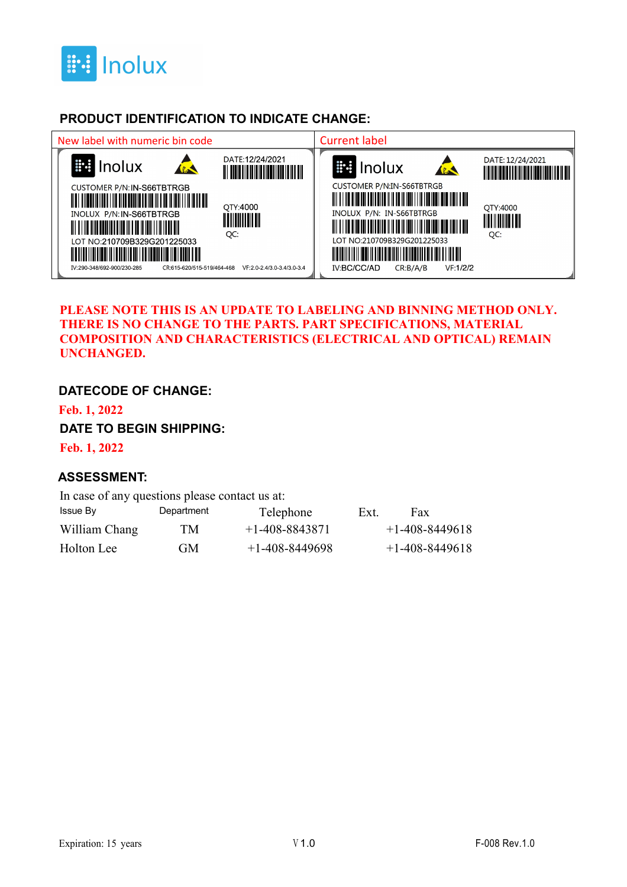Inolux

## PRODUCT IDENTIFICATION TO INDICATE CHANGE:

| New label with numeric bin code | Current label |
|---|---|
| Inolux DATE:12/24/2021<br>CUSTOMER P/N: IN-S66TBTRGB<br>INOLUX P/N: IN-S66TBTRGB<br>QTY:4000<br>QC:<br>LOT NO:210709B329G201225033<br>IV:290-348/692-900/230-285 CR:615-620/515-519/464-468 VF:2.0-2.4/3.0-3.4/3.0-3.4 | Inolux DATE: 12/24/2021<br>CUSTOMER P/N:IN-S66TBTRGB<br>INOLUX P/N: IN-S66TBTRGB<br>QTY:4000<br>QC:<br>LOT NO:210709B329G201225033<br>IV:BC/CC/AD CR:B/A/B VF:1/2/2 |

**PLEASE NOTE THIS IS AN UPDATE TO LABELING AND BINNING METHOD ONLY. THERE IS NO CHANGE TO THE PARTS. PART SPECIFICATIONS, MATERIAL COMPOSITION AND CHARACTERISTICS (ELECTRICAL AND OPTICAL) REMAIN UNCHANGED.**

### DATECODE OF CHANGE:

**Feb. 1, 2022**

### DATE TO BEGIN SHIPPING:

**Feb. 1, 2022**

### ASSESSMENT:

In case of any questions please contact us at:

| Issue By | Department | Telephone | Ext. | Fax |
|---|---|---|---|---|
| William Chang | TM | +1-408-8843871 | | +1-408-8449618 |
| Holton Lee | GM | +1-408-8449698 | | +1-408-8449618 |

Expiration: 15 years V1.0 F-008 Rev.1.0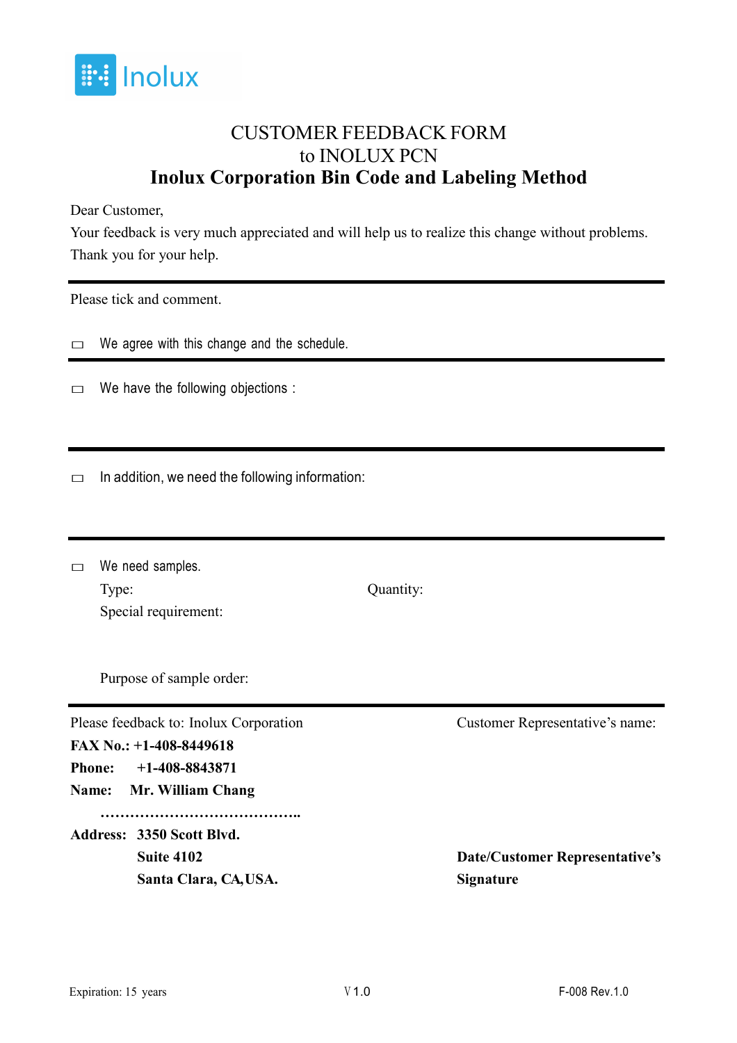Inolux

# CUSTOMER FEEDBACK FORM
to INOLUX PCN
**Inolux Corporation Bin Code and Labeling Method**

Dear Customer,

Your feedback is very much appreciated and will help us to realize this change without problems.

Thank you for your help.

---

Please tick and comment.

☐ We agree with this change and the schedule.

---

☐ We have the following objections :

---

☐ In addition, we need the following information:

---

☐ We need samples.

Type: Quantity:

Special requirement:

Purpose of sample order:

---

Please feedback to: Inolux Corporation

**FAX No.: +1-408-8449618**

**Phone: +1-408-8843871**

**Name: Mr. William Chang**

**…………………………………..**

**Address: 3350 Scott Blvd.**
**Suite 4102**
**Santa Clara, CA,USA.**

Customer Representative's name:

**Date/Customer Representative's Signature**

Expiration: 15 years V1.0 F-008 Rev.1.0